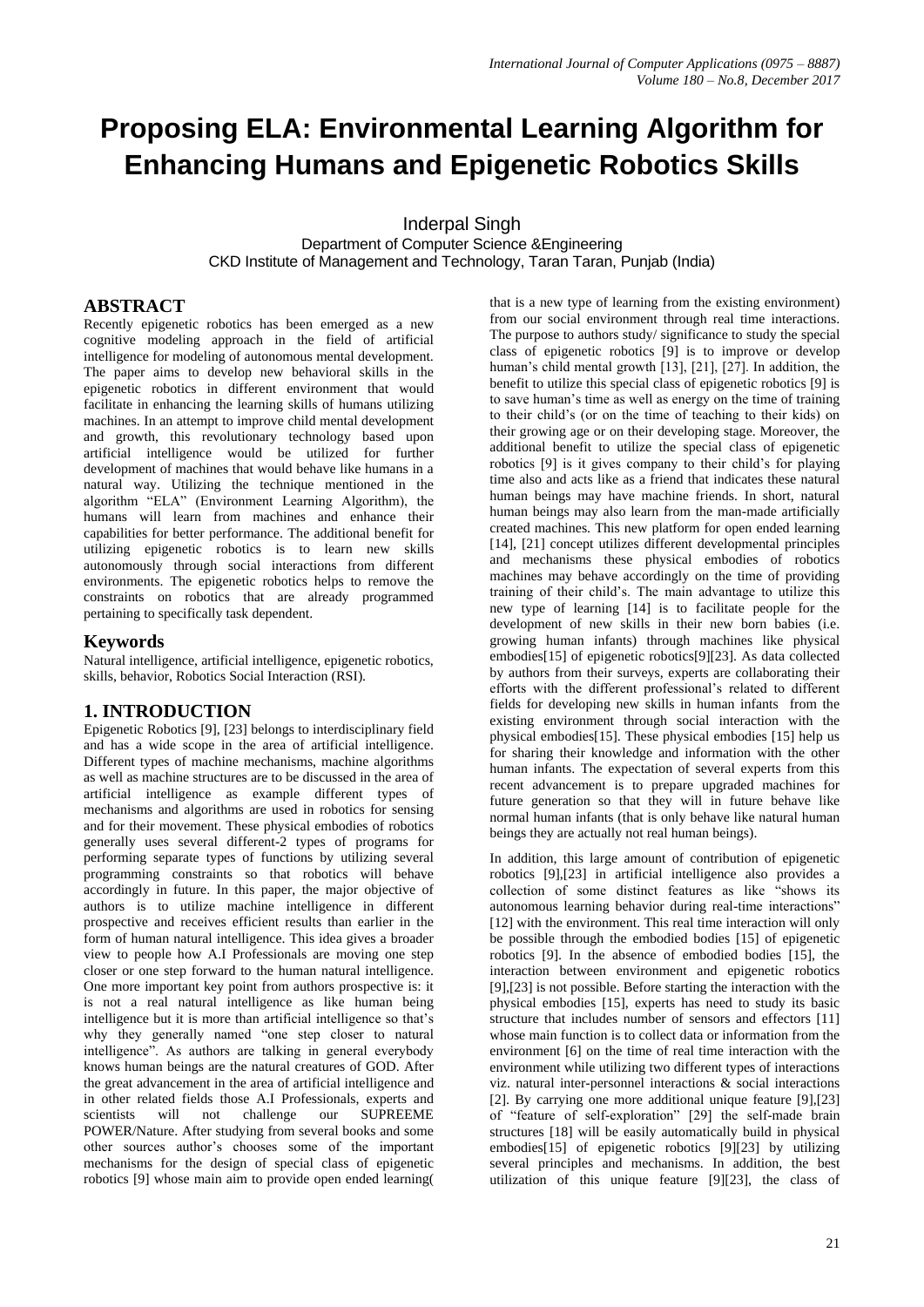# Proposing ELA: Environmental Learning Algorithm for Enhancing Humans and Epigenetic Robotics Skills

Inderpal Singh
Department of Computer Science &Engineering
CKD Institute of Management and Technology, Taran Taran, Punjab (India)

## ABSTRACT

Recently epigenetic robotics has been emerged as a new cognitive modeling approach in the field of artificial intelligence for modeling of autonomous mental development. The paper aims to develop new behavioral skills in the epigenetic robotics in different environment that would facilitate in enhancing the learning skills of humans utilizing machines. In an attempt to improve child mental development and growth, this revolutionary technology based upon artificial intelligence would be utilized for further development of machines that would behave like humans in a natural way. Utilizing the technique mentioned in the algorithm "ELA" (Environment Learning Algorithm), the humans will learn from machines and enhance their capabilities for better performance. The additional benefit for utilizing epigenetic robotics is to learn new skills autonomously through social interactions from different environments. The epigenetic robotics helps to remove the constraints on robotics that are already programmed pertaining to specifically task dependent.

## Keywords

Natural intelligence, artificial intelligence, epigenetic robotics, skills, behavior, Robotics Social Interaction (RSI).

## 1. INTRODUCTION

Epigenetic Robotics [9], [23] belongs to interdisciplinary field and has a wide scope in the area of artificial intelligence. Different types of machine mechanisms, machine algorithms as well as machine structures are to be discussed in the area of artificial intelligence as example different types of mechanisms and algorithms are used in robotics for sensing and for their movement. These physical embodies of robotics generally uses several different-2 types of programs for performing separate types of functions by utilizing several programming constraints so that robotics will behave accordingly in future. In this paper, the major objective of authors is to utilize machine intelligence in different prospective and receives efficient results than earlier in the form of human natural intelligence. This idea gives a broader view to people how A.I Professionals are moving one step closer or one step forward to the human natural intelligence. One more important key point from authors prospective is: it is not a real natural intelligence as like human being intelligence but it is more than artificial intelligence so that's why they generally named "one step closer to natural intelligence". As authors are talking in general everybody knows human beings are the natural creatures of GOD. After the great advancement in the area of artificial intelligence and in other related fields those A.I Professionals, experts and scientists will not challenge our SUPREEME POWER/Nature. After studying from several books and some other sources author's chooses some of the important mechanisms for the design of special class of epigenetic robotics [9] whose main aim to provide open ended learning( that is a new type of learning from the existing environment) from our social environment through real time interactions. The purpose to authors study/ significance to study the special class of epigenetic robotics [9] is to improve or develop human's child mental growth [13], [21], [27]. In addition, the benefit to utilize this special class of epigenetic robotics [9] is to save human's time as well as energy on the time of training to their child's (or on the time of teaching to their kids) on their growing age or on their developing stage. Moreover, the additional benefit to utilize the special class of epigenetic robotics [9] is it gives company to their child's for playing time also and acts like as a friend that indicates these natural human beings may have machine friends. In short, natural human beings may also learn from the man-made artificially created machines. This new platform for open ended learning [14], [21] concept utilizes different developmental principles and mechanisms these physical embodies of robotics machines may behave accordingly on the time of providing training of their child's. The main advantage to utilize this new type of learning [14] is to facilitate people for the development of new skills in their new born babies (i.e. growing human infants) through machines like physical embodies[15] of epigenetic robotics[9][23]. As data collected by authors from their surveys, experts are collaborating their efforts with the different professional's related to different fields for developing new skills in human infants from the existing environment through social interaction with the physical embodies[15]. These physical embodies [15] help us for sharing their knowledge and information with the other human infants. The expectation of several experts from this recent advancement is to prepare upgraded machines for future generation so that they will in future behave like normal human infants (that is only behave like natural human beings they are actually not real human beings).

In addition, this large amount of contribution of epigenetic robotics [9],[23] in artificial intelligence also provides a collection of some distinct features as like "shows its autonomous learning behavior during real-time interactions" [12] with the environment. This real time interaction will only be possible through the embodied bodies [15] of epigenetic robotics [9]. In the absence of embodied bodies [15], the interaction between environment and epigenetic robotics [9],[23] is not possible. Before starting the interaction with the physical embodies [15], experts has need to study its basic structure that includes number of sensors and effectors [11] whose main function is to collect data or information from the environment [6] on the time of real time interaction with the environment while utilizing two different types of interactions viz. natural inter-personnel interactions & social interactions [2]. By carrying one more additional unique feature [9],[23] of "feature of self-exploration" [29] the self-made brain structures [18] will be easily automatically build in physical embodies[15] of epigenetic robotics [9][23] by utilizing several principles and mechanisms. In addition, the best utilization of this unique feature [9][23], the class of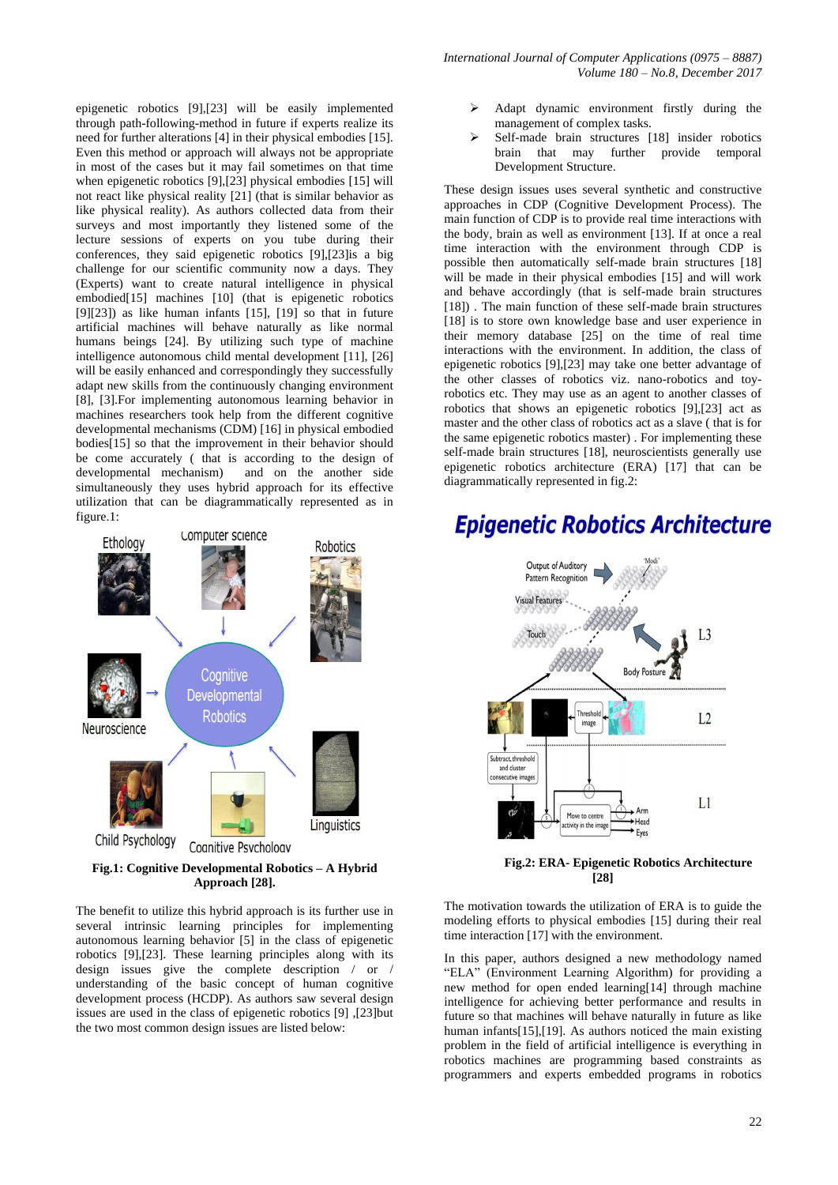epigenetic robotics [9],[23] will be easily implemented through path-following-method in future if experts realize its need for further alterations [4] in their physical embodies [15]. Even this method or approach will always not be appropriate in most of the cases but it may fail sometimes on that time when epigenetic robotics [9],[23] physical embodies [15] will not react like physical reality [21] (that is similar behavior as like physical reality). As authors collected data from their surveys and most importantly they listened some of the lecture sessions of experts on you tube during their conferences, they said epigenetic robotics [9],[23]is a big challenge for our scientific community now a days. They (Experts) want to create natural intelligence in physical embodied[15] machines [10] (that is epigenetic robotics [9][23]) as like human infants [15], [19] so that in future artificial machines will behave naturally as like normal humans beings [24]. By utilizing such type of machine intelligence autonomous child mental development [11], [26] will be easily enhanced and correspondingly they successfully adapt new skills from the continuously changing environment [8], [3].For implementing autonomous learning behavior in machines researchers took help from the different cognitive developmental mechanisms (CDM) [16] in physical embodied bodies[15] so that the improvement in their behavior should be come accurately ( that is according to the design of developmental mechanism) and on the another side simultaneously they uses hybrid approach for its effective utilization that can be diagrammatically represented as in figure.1:

**Fig.1: Cognitive Developmental Robotics – A Hybrid Approach [28].**

The benefit to utilize this hybrid approach is its further use in several intrinsic learning principles for implementing autonomous learning behavior [5] in the class of epigenetic robotics [9],[23]. These learning principles along with its design issues give the complete description / or / understanding of the basic concept of human cognitive development process (HCDP). As authors saw several design issues are used in the class of epigenetic robotics [9] ,[23]but the two most common design issues are listed below:

- Adapt dynamic environment firstly during the management of complex tasks.
- Self-made brain structures [18] insider robotics brain that may further provide temporal Development Structure.

These design issues uses several synthetic and constructive approaches in CDP (Cognitive Development Process). The main function of CDP is to provide real time interactions with the body, brain as well as environment [13]. If at once a real time interaction with the environment through CDP is possible then automatically self-made brain structures [18] will be made in their physical embodies [15] and will work and behave accordingly (that is self-made brain structures [18]) . The main function of these self-made brain structures [18] is to store own knowledge base and user experience in their memory database [25] on the time of real time interactions with the environment. In addition, the class of epigenetic robotics [9],[23] may take one better advantage of the other classes of robotics viz. nano-robotics and toy-robotics etc. They may use as an agent to another classes of robotics that shows an epigenetic robotics [9],[23] act as master and the other class of robotics act as a slave ( that is for the same epigenetic robotics master) . For implementing these self-made brain structures [18], neuroscientists generally use epigenetic robotics architecture (ERA) [17] that can be diagrammatically represented in fig.2:

**Fig.2: ERA- Epigenetic Robotics Architecture [28]**

The motivation towards the utilization of ERA is to guide the modeling efforts to physical embodies [15] during their real time interaction [17] with the environment.

In this paper, authors designed a new methodology named "ELA" (Environment Learning Algorithm) for providing a new method for open ended learning[14] through machine intelligence for achieving better performance and results in future so that machines will behave naturally in future as like human infants[15],[19]. As authors noticed the main existing problem in the field of artificial intelligence is everything in robotics machines are programming based constraints as programmers and experts embedded programs in robotics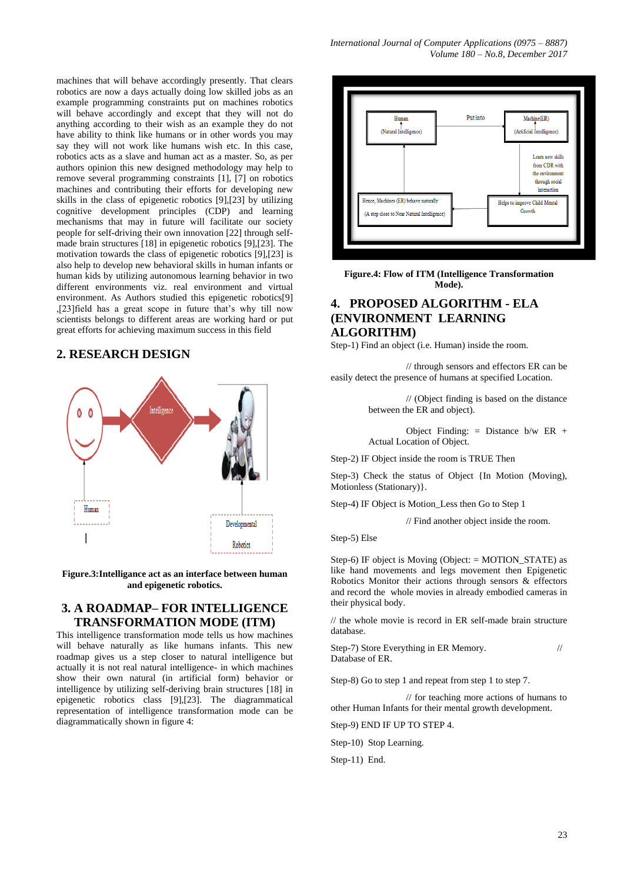machines that will behave accordingly presently. That clears robotics are now a days actually doing low skilled jobs as an example programming constraints put on machines robotics will behave accordingly and except that they will not do anything according to their wish as an example they do not have ability to think like humans or in other words you may say they will not work like humans wish etc. In this case, robotics acts as a slave and human act as a master. So, as per authors opinion this new designed methodology may help to remove several programming constraints [1], [7] on robotics machines and contributing their efforts for developing new skills in the class of epigenetic robotics [9],[23] by utilizing cognitive development principles (CDP) and learning mechanisms that may in future will facilitate our society people for self-driving their own innovation [22] through self-made brain structures [18] in epigenetic robotics [9],[23]. The motivation towards the class of epigenetic robotics [9],[23] is also help to develop new behavioral skills in human infants or human kids by utilizing autonomous learning behavior in two different environments viz. real environment and virtual environment. As Authors studied this epigenetic robotics[9] ,[23]field has a great scope in future that's why till now scientists belongs to different areas are working hard or put great efforts for achieving maximum success in this field

## 2. RESEARCH DESIGN

Intelligence

Human

Developmental Robotics

**Figure.3:Intelligance act as an interface between human and epigenetic robotics.**

## 3. A ROADMAP– FOR INTELLIGENCE TRANSFORMATION MODE (ITM)

This intelligence transformation mode tells us how machines will behave naturally as like humans infants. This new roadmap gives us a step closer to natural intelligence but actually it is not real natural intelligence- in which machines show their own natural (in artificial form) behavior or intelligence by utilizing self-deriving brain structures [18] in epigenetic robotics class [9],[23]. The diagrammatical representation of intelligence transformation mode can be diagrammatically shown in figure 4:

Human (Natural Intelligence) — Put into — Machine(ER) (Artificial Intelligence)

Learn new skills from CDR with the environment through social interaction

Helps to improve Child Mental Growth

Hence, Machines (ER) behave naturally (A step close to Near Natural Intelligence)

**Figure.4: Flow of ITM (Intelligence Transformation Mode).**

## 4. PROPOSED ALGORITHM - ELA (ENVIRONMENT LEARNING ALGORITHM)

Step-1) Find an object (i.e. Human) inside the room.

// through sensors and effectors ER can be easily detect the presence of humans at specified Location.

// (Object finding is based on the distance between the ER and object).

Object Finding: = Distance b/w ER + Actual Location of Object.

Step-2) IF Object inside the room is TRUE Then

Step-3) Check the status of Object {In Motion (Moving), Motionless (Stationary)}.

Step-4) IF Object is Motion_Less then Go to Step 1

// Find another object inside the room.

Step-5) Else

Step-6) IF object is Moving (Object: = MOTION_STATE) as like hand movements and legs movement then Epigenetic Robotics Monitor their actions through sensors & effectors and record the whole movies in already embodied cameras in their physical body.

// the whole movie is record in ER self-made brain structure database.

Step-7) Store Everything in ER Memory. // Database of ER.

Step-8) Go to step 1 and repeat from step 1 to step 7.

// for teaching more actions of humans to other Human Infants for their mental growth development.

Step-9) END IF UP TO STEP 4.

Step-10) Stop Learning.

Step-11) End.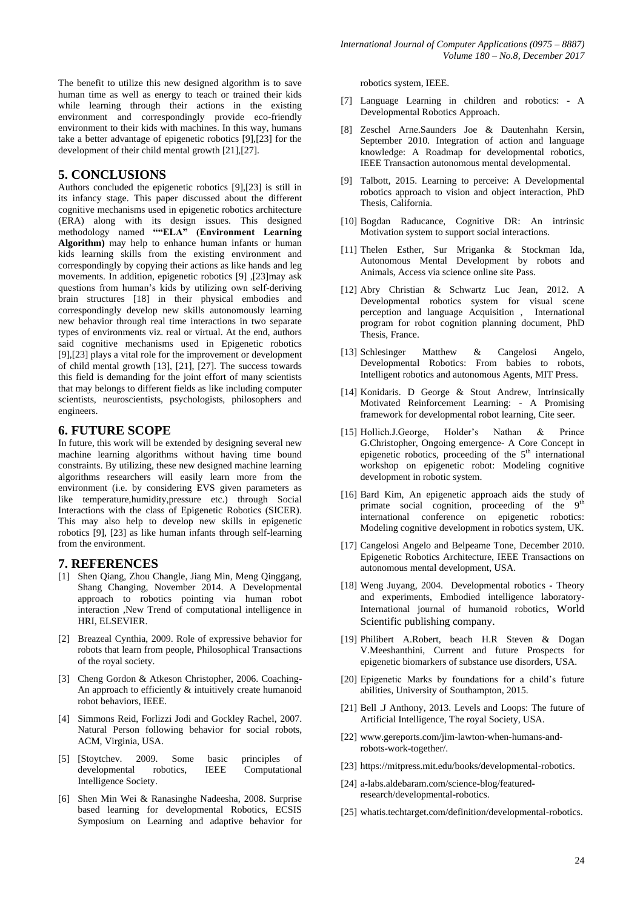The benefit to utilize this new designed algorithm is to save human time as well as energy to teach or trained their kids while learning through their actions in the existing environment and correspondingly provide eco-friendly environment to their kids with machines. In this way, humans take a better advantage of epigenetic robotics [9],[23] for the development of their child mental growth [21],[27].

## 5. CONCLUSIONS

Authors concluded the epigenetic robotics [9],[23] is still in its infancy stage. This paper discussed about the different cognitive mechanisms used in epigenetic robotics architecture (ERA) along with its design issues. This designed methodology named **""ELA" (Environment Learning Algorithm)** may help to enhance human infants or human kids learning skills from the existing environment and correspondingly by copying their actions as like hands and leg movements. In addition, epigenetic robotics [9] ,[23]may ask questions from human's kids by utilizing own self-deriving brain structures [18] in their physical embodies and correspondingly develop new skills autonomously learning new behavior through real time interactions in two separate types of environments viz. real or virtual. At the end, authors said cognitive mechanisms used in Epigenetic robotics [9],[23] plays a vital role for the improvement or development of child mental growth [13], [21], [27]. The success towards this field is demanding for the joint effort of many scientists that may belongs to different fields as like including computer scientists, neuroscientists, psychologists, philosophers and engineers.

## 6. FUTURE SCOPE

In future, this work will be extended by designing several new machine learning algorithms without having time bound constraints. By utilizing, these new designed machine learning algorithms researchers will easily learn more from the environment (i.e. by considering EVS given parameters as like temperature,humidity,pressure etc.) through Social Interactions with the class of Epigenetic Robotics (SICER). This may also help to develop new skills in epigenetic robotics [9], [23] as like human infants through self-learning from the environment.

## 7. REFERENCES

[1] Shen Qiang, Zhou Changle, Jiang Min, Meng Qinggang, Shang Changing, November 2014. A Developmental approach to robotics pointing via human robot interaction ,New Trend of computational intelligence in HRI, ELSEVIER.

[2] Breazeal Cynthia, 2009. Role of expressive behavior for robots that learn from people, Philosophical Transactions of the royal society.

[3] Cheng Gordon & Atkeson Christopher, 2006. Coaching- An approach to efficiently & intuitively create humanoid robot behaviors, IEEE.

[4] Simmons Reid, Forlizzi Jodi and Gockley Rachel, 2007. Natural Person following behavior for social robots, ACM, Virginia, USA.

[5] [Stoytchev. 2009. Some basic principles of developmental robotics, IEEE Computational Intelligence Society.

[6] Shen Min Wei & Ranasinghe Nadeesha, 2008. Surprise based learning for developmental Robotics, ECSIS Symposium on Learning and adaptive behavior for robotics system, IEEE.

[7] Language Learning in children and robotics: - A Developmental Robotics Approach.

[8] Zeschel Arne.Saunders Joe & Dautenhahn Kersin, September 2010. Integration of action and language knowledge: A Roadmap for developmental robotics, IEEE Transaction autonomous mental developmental.

[9] Talbott, 2015. Learning to perceive: A Developmental robotics approach to vision and object interaction, PhD Thesis, California.

[10] Bogdan Raducance, Cognitive DR: An intrinsic Motivation system to support social interactions.

[11] Thelen Esther, Sur Mriganka & Stockman Ida, Autonomous Mental Development by robots and Animals, Access via science online site Pass.

[12] Abry Christian & Schwartz Luc Jean, 2012. A Developmental robotics system for visual scene perception and language Acquisition , International program for robot cognition planning document, PhD Thesis, France.

[13] Schlesinger Matthew & Cangelosi Angelo, Developmental Robotics: From babies to robots, Intelligent robotics and autonomous Agents, MIT Press.

[14] Konidaris. D George & Stout Andrew, Intrinsically Motivated Reinforcement Learning: - A Promising framework for developmental robot learning, Cite seer.

[15] Hollich.J.George, Holder's Nathan & Prince G.Christopher, Ongoing emergence- A Core Concept in epigenetic robotics, proceeding of the 5th international workshop on epigenetic robot: Modeling cognitive development in robotic system.

[16] Bard Kim, An epigenetic approach aids the study of primate social cognition, proceeding of the 9th international conference on epigenetic robotics: Modeling cognitive development in robotics system, UK.

[17] Cangelosi Angelo and Belpeame Tone, December 2010. Epigenetic Robotics Architecture, IEEE Transactions on autonomous mental development, USA.

[18] Weng Juyang, 2004. Developmental robotics - Theory and experiments, Embodied intelligence laboratory- International journal of humanoid robotics, World Scientific publishing company.

[19] Philibert A.Robert, beach H.R Steven & Dogan V.Meeshanthini, Current and future Prospects for epigenetic biomarkers of substance use disorders, USA.

[20] Epigenetic Marks by foundations for a child's future abilities, University of Southampton, 2015.

[21] Bell .J Anthony, 2013. Levels and Loops: The future of Artificial Intelligence, The royal Society, USA.

[22] www.gereports.com/jim-lawton-when-humans-and-robots-work-together/.

[23] https://mitpress.mit.edu/books/developmental-robotics.

[24] a-labs.aldebaram.com/science-blog/featured-research/developmental-robotics.

[25] whatis.techtarget.com/definition/developmental-robotics.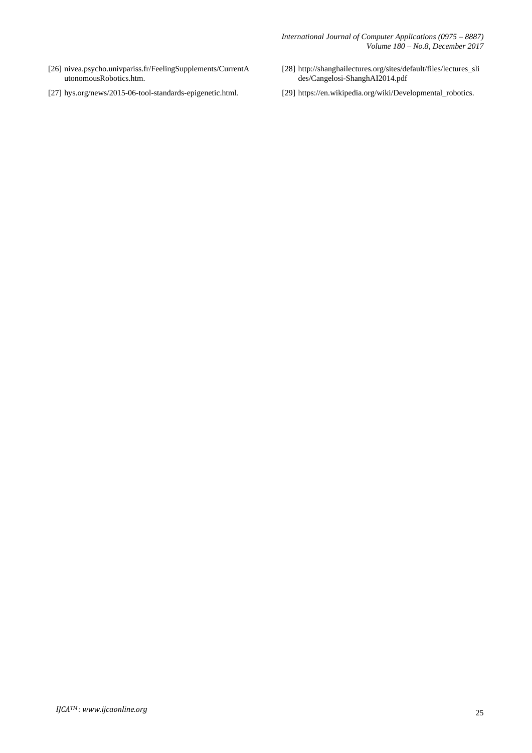[26] nivea.psycho.univpariss.fr/FeelingSupplements/CurrentAutonomousRobotics.htm.

[27] hys.org/news/2015-06-tool-standards-epigenetic.html.

[28] http://shanghailectures.org/sites/default/files/lectures_slides/Cangelosi-ShanghAI2014.pdf

[29] https://en.wikipedia.org/wiki/Developmental_robotics.